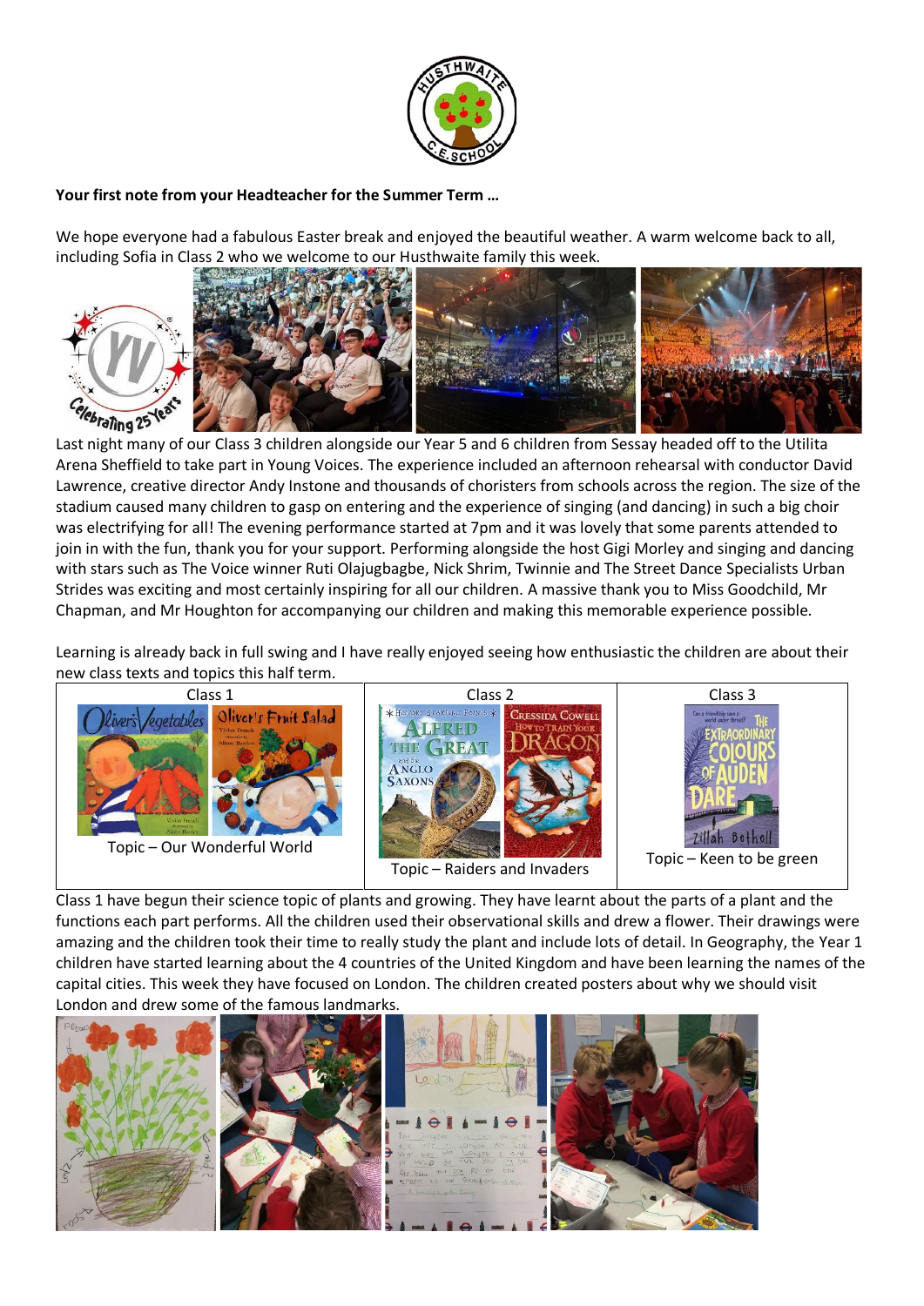**Your first note from your Headteacher for the Summer Term …**

We hope everyone had a fabulous Easter break and enjoyed the beautiful weather. A warm welcome back to all, including Sofia in Class 2 who we welcome to our Husthwaite family this week.

Last night many of our Class 3 children alongside our Year 5 and 6 children from Sessay headed off to the Utilita Arena Sheffield to take part in Young Voices. The experience included an afternoon rehearsal with conductor David Lawrence, creative director Andy Instone and thousands of choristers from schools across the region. The size of the stadium caused many children to gasp on entering and the experience of singing (and dancing) in such a big choir was electrifying for all! The evening performance started at 7pm and it was lovely that some parents attended to join in with the fun, thank you for your support. Performing alongside the host Gigi Morley and singing and dancing with stars such as The Voice winner Ruti Olajugbagbe, Nick Shrim, Twinnie and The Street Dance Specialists Urban Strides was exciting and most certainly inspiring for all our children. A massive thank you to Miss Goodchild, Mr Chapman, and Mr Houghton for accompanying our children and making this memorable experience possible.

Learning is already back in full swing and I have really enjoyed seeing how enthusiastic the children are about their new class texts and topics this half term.

| Class 1 | Class 2 | Class 3 |
| --- | --- | --- |
| Topic – Our Wonderful World | Topic – Raiders and Invaders | Topic – Keen to be green |

Class 1 have begun their science topic of plants and growing. They have learnt about the parts of a plant and the functions each part performs. All the children used their observational skills and drew a flower. Their drawings were amazing and the children took their time to really study the plant and include lots of detail. In Geography, the Year 1 children have started learning about the 4 countries of the United Kingdom and have been learning the names of the capital cities. This week they have focused on London. The children created posters about why we should visit London and drew some of the famous landmarks.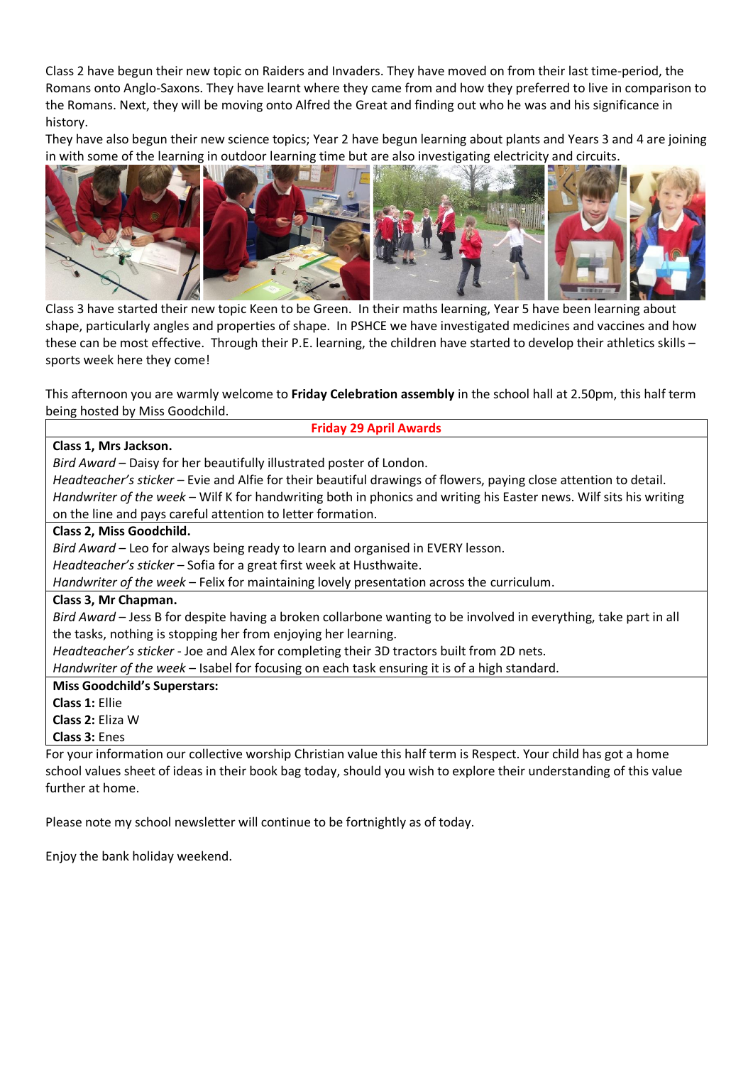Class 2 have begun their new topic on Raiders and Invaders. They have moved on from their last time-period, the Romans onto Anglo-Saxons. They have learnt where they came from and how they preferred to live in comparison to the Romans. Next, they will be moving onto Alfred the Great and finding out who he was and his significance in history.

They have also begun their new science topics; Year 2 have begun learning about plants and Years 3 and 4 are joining in with some of the learning in outdoor learning time but are also investigating electricity and circuits.

Class 3 have started their new topic Keen to be Green. In their maths learning, Year 5 have been learning about shape, particularly angles and properties of shape. In PSHCE we have investigated medicines and vaccines and how these can be most effective. Through their P.E. learning, the children have started to develop their athletics skills – sports week here they come!

This afternoon you are warmly welcome to **Friday Celebration assembly** in the school hall at 2.50pm, this half term being hosted by Miss Goodchild.

| **Friday 29 April Awards** |
|---|
| **Class 1, Mrs Jackson.**<br>*Bird Award* – Daisy for her beautifully illustrated poster of London.<br>*Headteacher's sticker* – Evie and Alfie for their beautiful drawings of flowers, paying close attention to detail.<br>*Handwriter of the week* – Wilf K for handwriting both in phonics and writing his Easter news. Wilf sits his writing on the line and pays careful attention to letter formation. |
| **Class 2, Miss Goodchild.**<br>*Bird Award* – Leo for always being ready to learn and organised in EVERY lesson.<br>*Headteacher's sticker* – Sofia for a great first week at Husthwaite.<br>*Handwriter of the week* – Felix for maintaining lovely presentation across the curriculum. |
| **Class 3, Mr Chapman.**<br>*Bird Award* – Jess B for despite having a broken collarbone wanting to be involved in everything, take part in all the tasks, nothing is stopping her from enjoying her learning.<br>*Headteacher's sticker* - Joe and Alex for completing their 3D tractors built from 2D nets.<br>*Handwriter of the week* – Isabel for focusing on each task ensuring it is of a high standard. |
| **Miss Goodchild's Superstars:**<br>**Class 1:** Ellie<br>**Class 2:** Eliza W<br>**Class 3:** Enes |

For your information our collective worship Christian value this half term is Respect. Your child has got a home school values sheet of ideas in their book bag today, should you wish to explore their understanding of this value further at home.

Please note my school newsletter will continue to be fortnightly as of today.

Enjoy the bank holiday weekend.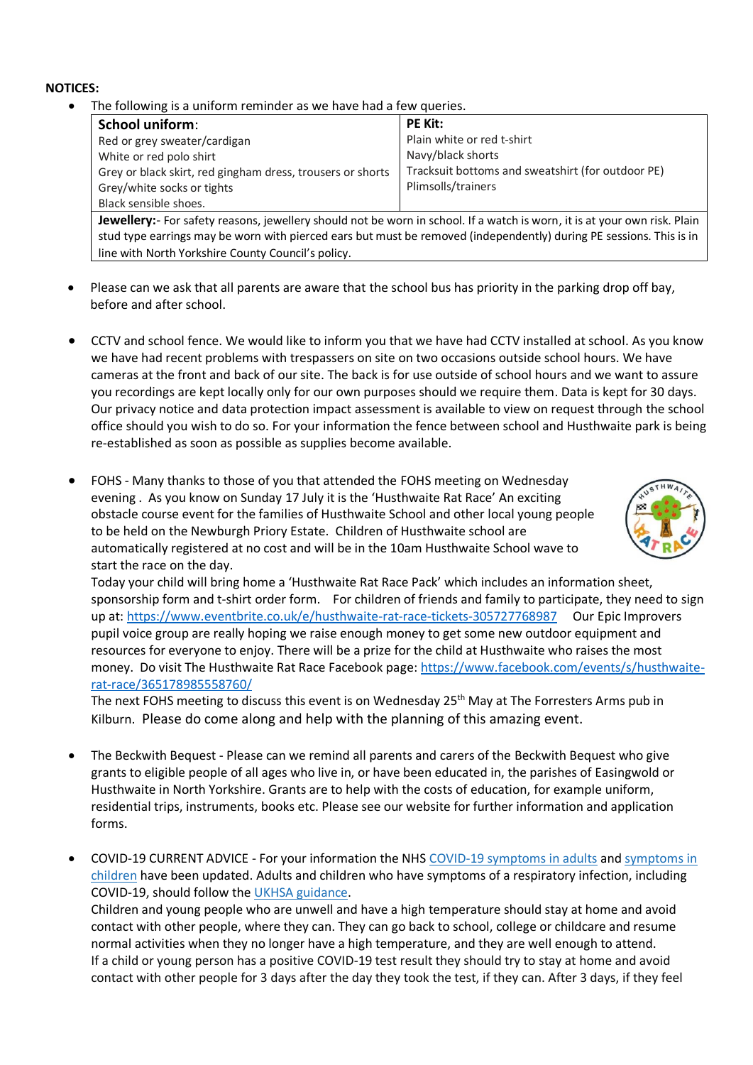**NOTICES:**

- The following is a uniform reminder as we have had a few queries.

| **School uniform**: | **PE Kit:** |
|---|---|
| Red or grey sweater/cardigan<br>White or red polo shirt<br>Grey or black skirt, red gingham dress, trousers or shorts<br>Grey/white socks or tights<br>Black sensible shoes. | Plain white or red t-shirt<br>Navy/black shorts<br>Tracksuit bottoms and sweatshirt (for outdoor PE)<br>Plimsolls/trainers |
| **Jewellery:**- For safety reasons, jewellery should not be worn in school. If a watch is worn, it is at your own risk. Plain stud type earrings may be worn with pierced ears but must be removed (independently) during PE sessions. This is in line with North Yorkshire County Council's policy. | |

- Please can we ask that all parents are aware that the school bus has priority in the parking drop off bay, before and after school.

- CCTV and school fence. We would like to inform you that we have had CCTV installed at school. As you know we have had recent problems with trespassers on site on two occasions outside school hours. We have cameras at the front and back of our site. The back is for use outside of school hours and we want to assure you recordings are kept locally only for our own purposes should we require them. Data is kept for 30 days. Our privacy notice and data protection impact assessment is available to view on request through the school office should you wish to do so. For your information the fence between school and Husthwaite park is being re-established as soon as possible as supplies become available.

- FOHS - Many thanks to those of you that attended the FOHS meeting on Wednesday evening . As you know on Sunday 17 July it is the 'Husthwaite Rat Race' An exciting obstacle course event for the families of Husthwaite School and other local young people to be held on the Newburgh Priory Estate. Children of Husthwaite school are automatically registered at no cost and will be in the 10am Husthwaite School wave to start the race on the day.
  Today your child will bring home a 'Husthwaite Rat Race Pack' which includes an information sheet, sponsorship form and t-shirt order form. For children of friends and family to participate, they need to sign up at: https://www.eventbrite.co.uk/e/husthwaite-rat-race-tickets-305727768987 Our Epic Improvers pupil voice group are really hoping we raise enough money to get some new outdoor equipment and resources for everyone to enjoy. There will be a prize for the child at Husthwaite who raises the most money. Do visit The Husthwaite Rat Race Facebook page: https://www.facebook.com/events/s/husthwaite-rat-race/365178985558760/
  The next FOHS meeting to discuss this event is on Wednesday 25th May at The Forresters Arms pub in Kilburn. Please do come along and help with the planning of this amazing event.

- The Beckwith Bequest - Please can we remind all parents and carers of the Beckwith Bequest who give grants to eligible people of all ages who live in, or have been educated in, the parishes of Easingwold or Husthwaite in North Yorkshire. Grants are to help with the costs of education, for example uniform, residential trips, instruments, books etc. Please see our website for further information and application forms.

- COVID-19 CURRENT ADVICE - For your information the NHS COVID-19 symptoms in adults and symptoms in children have been updated. Adults and children who have symptoms of a respiratory infection, including COVID-19, should follow the UKHSA guidance.
  Children and young people who are unwell and have a high temperature should stay at home and avoid contact with other people, where they can. They can go back to school, college or childcare and resume normal activities when they no longer have a high temperature, and they are well enough to attend.
  If a child or young person has a positive COVID-19 test result they should try to stay at home and avoid contact with other people for 3 days after the day they took the test, if they can. After 3 days, if they feel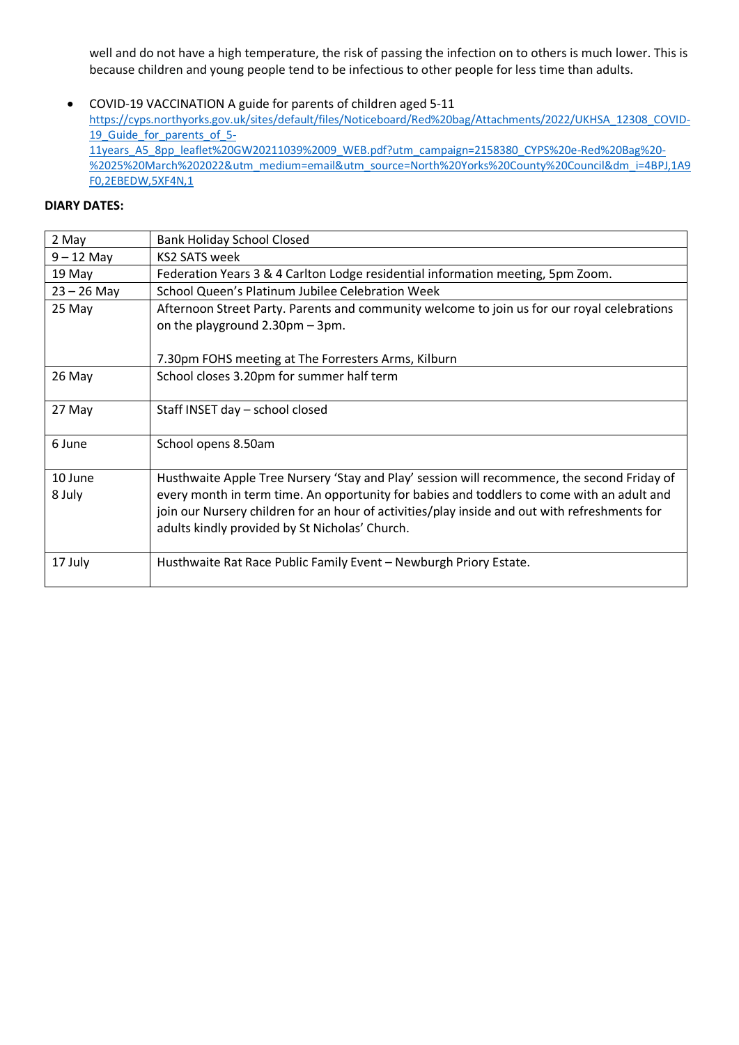well and do not have a high temperature, the risk of passing the infection on to others is much lower. This is because children and young people tend to be infectious to other people for less time than adults.

- COVID-19 VACCINATION A guide for parents of children aged 5-11 https://cyps.northyorks.gov.uk/sites/default/files/Noticeboard/Red%20bag/Attachments/2022/UKHSA_12308_COVID-19_Guide_for_parents_of_5-11years_A5_8pp_leaflet%20GW20211039%2009_WEB.pdf?utm_campaign=2158380_CYPS%20e-Red%20Bag%20-%2025%20March%202022&utm_medium=email&utm_source=North%20Yorks%20County%20Council&dm_i=4BPJ,1A9F0,2EBEDW,5XF4N,1

**DIARY DATES:**

| | |
|---|---|
| 2 May | Bank Holiday School Closed |
| 9 – 12 May | KS2 SATS week |
| 19 May | Federation Years 3 & 4 Carlton Lodge residential information meeting, 5pm Zoom. |
| 23 – 26 May | School Queen's Platinum Jubilee Celebration Week |
| 25 May | Afternoon Street Party. Parents and community welcome to join us for our royal celebrations on the playground 2.30pm – 3pm.<br><br>7.30pm FOHS meeting at The Forresters Arms, Kilburn |
| 26 May | School closes 3.20pm for summer half term |
| 27 May | Staff INSET day – school closed |
| 6 June | School opens 8.50am |
| 10 June<br>8 July | Husthwaite Apple Tree Nursery 'Stay and Play' session will recommence, the second Friday of every month in term time. An opportunity for babies and toddlers to come with an adult and join our Nursery children for an hour of activities/play inside and out with refreshments for adults kindly provided by St Nicholas' Church. |
| 17 July | Husthwaite Rat Race Public Family Event – Newburgh Priory Estate. |